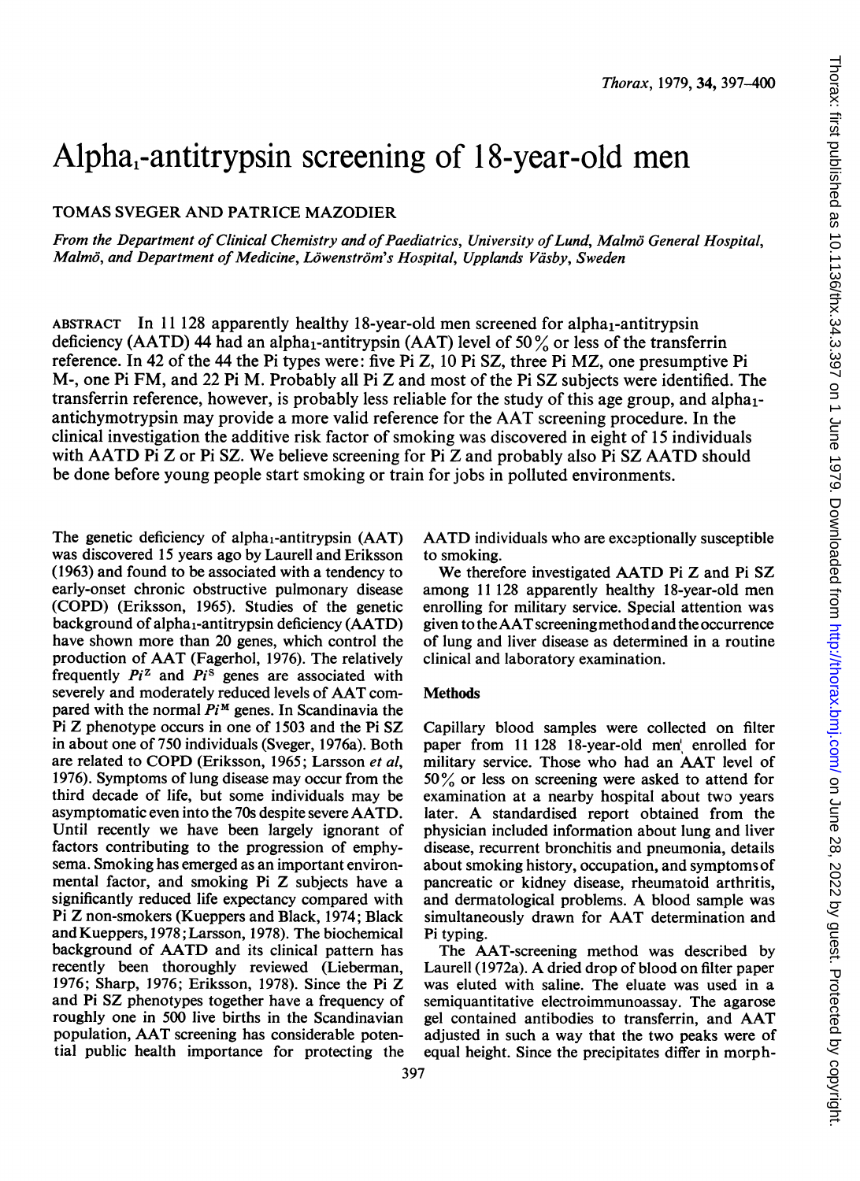# Alpha$_1$-antitrypsin screening of 18-year-old men

TOMAS SVEGER AND PATRICE MAZODIER

*From the Department of Clinical Chemistry and of Paediatrics, University of Lund, Malmö General Hospital, Malmö, and Department of Medicine, Löwenström's Hospital, Upplands Väsby, Sweden*

ABSTRACT In 11 128 apparently healthy 18-year-old men screened for alpha$_1$-antitrypsin deficiency (AATD) 44 had an alpha$_1$-antitrypsin (AAT) level of 50% or less of the transferrin reference. In 42 of the 44 the Pi types were: five Pi Z, 10 Pi SZ, three Pi MZ, one presumptive Pi M-, one Pi FM, and 22 Pi M. Probably all Pi Z and most of the Pi SZ subjects were identified. The transferrin reference, however, is probably less reliable for the study of this age group, and alpha$_1$-antichymotrypsin may provide a more valid reference for the AAT screening procedure. In the clinical investigation the additive risk factor of smoking was discovered in eight of 15 individuals with AATD Pi Z or Pi SZ. We believe screening for Pi Z and probably also Pi SZ AATD should be done before young people start smoking or train for jobs in polluted environments.

The genetic deficiency of alpha$_1$-antitrypsin (AAT) was discovered 15 years ago by Laurell and Eriksson (1963) and found to be associated with a tendency to early-onset chronic obstructive pulmonary disease (COPD) (Eriksson, 1965). Studies of the genetic background of alpha$_1$-antitrypsin deficiency (AATD) have shown more than 20 genes, which control the production of AAT (Fagerhol, 1976). The relatively frequently $Pi^Z$ and $Pi^S$ genes are associated with severely and moderately reduced levels of AAT compared with the normal $Pi^M$ genes. In Scandinavia the Pi Z phenotype occurs in one of 1503 and the Pi SZ in about one of 750 individuals (Sveger, 1976a). Both are related to COPD (Eriksson, 1965; Larsson *et al*, 1976). Symptoms of lung disease may occur from the third decade of life, but some individuals may be asymptomatic even into the 70s despite severe AATD. Until recently we have been largely ignorant of factors contributing to the progression of emphysema. Smoking has emerged as an important environmental factor, and smoking Pi Z subjects have a significantly reduced life expectancy compared with Pi Z non-smokers (Kueppers and Black, 1974; Black and Kueppers, 1978; Larsson, 1978). The biochemical background of AATD and its clinical pattern has recently been thoroughly reviewed (Lieberman, 1976; Sharp, 1976; Eriksson, 1978). Since the Pi Z and Pi SZ phenotypes together have a frequency of roughly one in 500 live births in the Scandinavian population, AAT screening has considerable potential public health importance for protecting the AATD individuals who are exceptionally susceptible to smoking.

We therefore investigated AATD Pi Z and Pi SZ among 11 128 apparently healthy 18-year-old men enrolling for military service. Special attention was given to the AAT screening method and the occurrence of lung and liver disease as determined in a routine clinical and laboratory examination.

## Methods

Capillary blood samples were collected on filter paper from 11 128 18-year-old men enrolled for military service. Those who had an AAT level of 50% or less on screening were asked to attend for examination at a nearby hospital about two years later. A standardised report obtained from the physician included information about lung and liver disease, recurrent bronchitis and pneumonia, details about smoking history, occupation, and symptoms of pancreatic or kidney disease, rheumatoid arthritis, and dermatological problems. A blood sample was simultaneously drawn for AAT determination and Pi typing.

The AAT-screening method was described by Laurell (1972a). A dried drop of blood on filter paper was eluted with saline. The eluate was used in a semiquantitative electroimmunoassay. The agarose gel contained antibodies to transferrin, and AAT adjusted in such a way that the two peaks were of equal height. Since the precipitates differ in morph-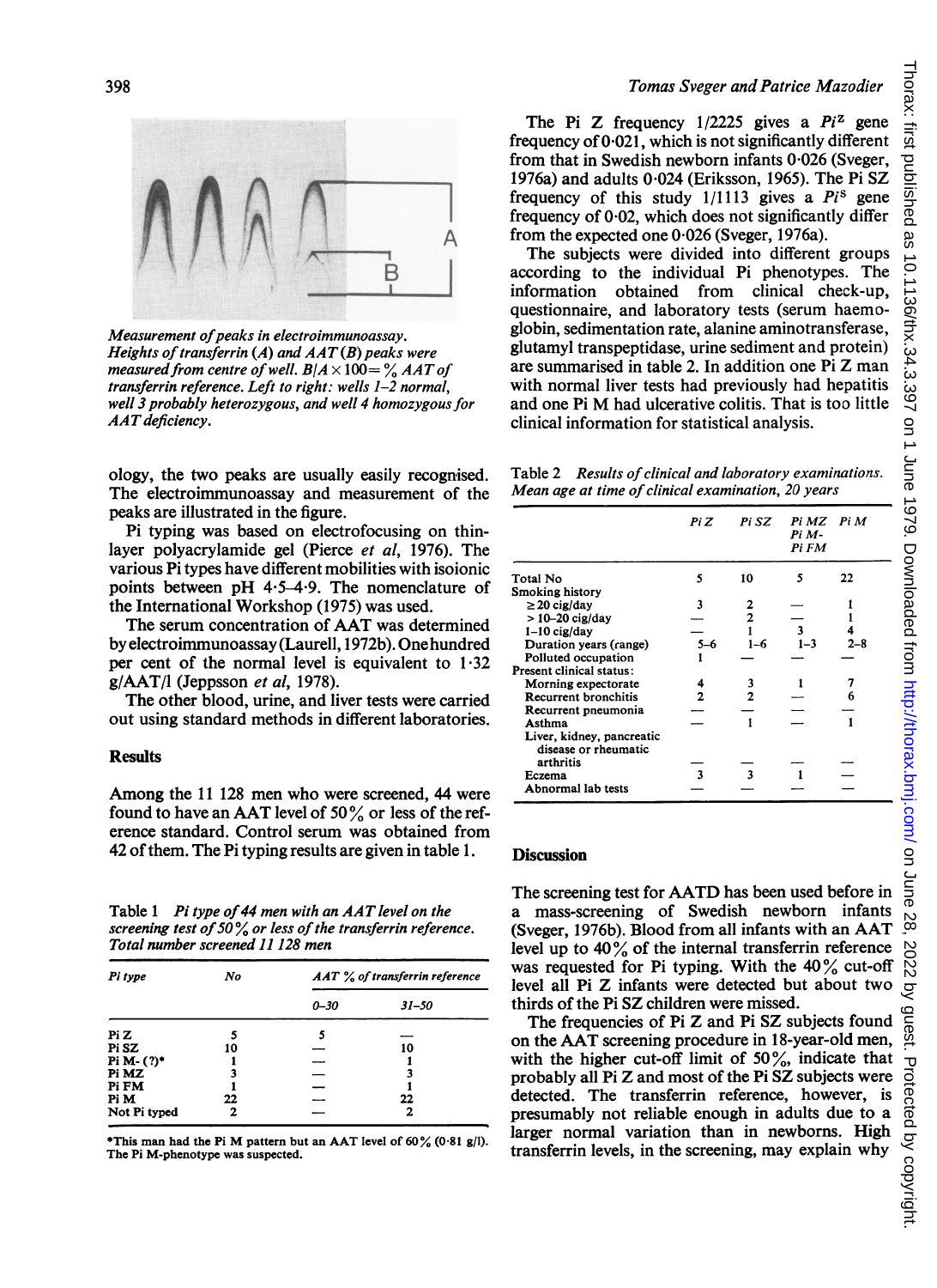*Measurement of peaks in electroimmunoassay. Heights of transferrin (A) and AAT (B) peaks were measured from centre of well. B/A × 100 = % AAT of transferrin reference. Left to right: wells 1–2 normal, well 3 probably heterozygous, and well 4 homozygous for AAT deficiency.*

ology, the two peaks are usually easily recognised. The electroimmunoassay and measurement of the peaks are illustrated in the figure.

Pi typing was based on electrofocusing on thin-layer polyacrylamide gel (Pierce *et al*, 1976). The various Pi types have different mobilities with isoionic points between pH 4·5–4·9. The nomenclature of the International Workshop (1975) was used.

The serum concentration of AAT was determined by electroimmunoassay (Laurell, 1972b). One hundred per cent of the normal level is equivalent to 1·32 g/AAT/l (Jeppsson *et al*, 1978).

The other blood, urine, and liver tests were carried out using standard methods in different laboratories.

## Results

Among the 11 128 men who were screened, 44 were found to have an AAT level of 50% or less of the reference standard. Control serum was obtained from 42 of them. The Pi typing results are given in table 1.

Table 1 *Pi type of 44 men with an AAT level on the screening test of 50% or less of the transferrin reference. Total number screened 11 128 men*

| Pi type | No | AAT % of transferrin reference | |
|---|---|---|---|
| | | 0–30 | 31–50 |
| Pi Z | 5 | 5 | — |
| Pi SZ | 10 | — | 10 |
| Pi M- (?)* | 1 | — | 1 |
| Pi MZ | 3 | — | 3 |
| Pi FM | 1 | — | 1 |
| Pi M | 22 | — | 22 |
| Not Pi typed | 2 | — | 2 |

*This man had the Pi M pattern but an AAT level of 60% (0·81 g/l). The Pi M-phenotype was suspected.

The Pi Z frequency 1/2225 gives a $Pi^Z$ gene frequency of 0·021, which is not significantly different from that in Swedish newborn infants 0·026 (Sveger, 1976a) and adults 0·024 (Eriksson, 1965). The Pi SZ frequency of this study 1/1113 gives a $Pi^S$ gene frequency of 0·02, which does not significantly differ from the expected one 0·026 (Sveger, 1976a).

The subjects were divided into different groups according to the individual Pi phenotypes. The information obtained from clinical check-up, questionnaire, and laboratory tests (serum haemoglobin, sedimentation rate, alanine aminotransferase, glutamyl transpeptidase, urine sediment and protein) are summarised in table 2. In addition one Pi Z man with normal liver tests had previously had hepatitis and one Pi M had ulcerative colitis. That is too little clinical information for statistical analysis.

Table 2 *Results of clinical and laboratory examinations. Mean age at time of clinical examination, 20 years*

| | Pi Z | Pi SZ | Pi MZ Pi M- Pi FM | Pi M |
|---|---|---|---|---|
| Total No | 5 | 10 | 5 | 22 |
| Smoking history | | | | |
| ≥ 20 cig/day | 3 | 2 | — | 1 |
| > 10–20 cig/day | — | 2 | — | 1 |
| 1–10 cig/day | — | 1 | 3 | 4 |
| Duration years (range) | 5–6 | 1–6 | 1–3 | 2–8 |
| Polluted occupation | 1 | — | — | — |
| Present clinical status: | | | | |
| Morning expectorate | 4 | 3 | 1 | 7 |
| Recurrent bronchitis | 2 | 2 | — | 6 |
| Recurrent pneumonia | — | — | — | — |
| Asthma | — | 1 | — | 1 |
| Liver, kidney, pancreatic disease or rheumatic arthritis | — | — | — | — |
| Eczema | 3 | 3 | 1 | — |
| Abnormal lab tests | — | — | — | — |

## Discussion

The screening test for AATD has been used before in a mass-screening of Swedish newborn infants (Sveger, 1976b). Blood from all infants with an AAT level up to 40% of the internal transferrin reference was requested for Pi typing. With the 40% cut-off level all Pi Z infants were detected but about two thirds of the Pi SZ children were missed.

The frequencies of Pi Z and Pi SZ subjects found on the AAT screening procedure in 18-year-old men, with the higher cut-off limit of 50%, indicate that probably all Pi Z and most of the Pi SZ subjects were detected. The transferrin reference, however, is presumably not reliable enough in adults due to a larger normal variation than in newborns. High transferrin levels, in the screening, may explain why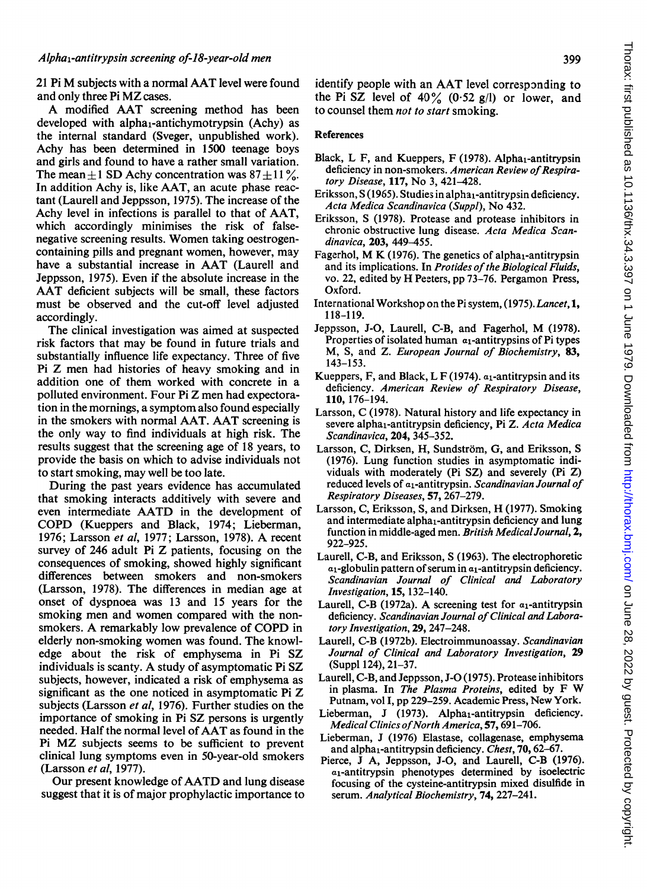21 Pi M subjects with a normal AAT level were found and only three Pi MZ cases.

A modified AAT screening method has been developed with alpha$_1$-antichymotrypsin (Achy) as the internal standard (Sveger, unpublished work). Achy has been determined in 1500 teenage boys and girls and found to have a rather small variation. The mean ± 1 SD Achy concentration was 87 ± 11%. In addition Achy is, like AAT, an acute phase reactant (Laurell and Jeppsson, 1975). The increase of the Achy level in infections is parallel to that of AAT, which accordingly minimises the risk of false-negative screening results. Women taking oestrogen-containing pills and pregnant women, however, may have a substantial increase in AAT (Laurell and Jeppsson, 1975). Even if the absolute increase in the AAT deficient subjects will be small, these factors must be observed and the cut-off level adjusted accordingly.

The clinical investigation was aimed at suspected risk factors that may be found in future trials and substantially influence life expectancy. Three of five Pi Z men had histories of heavy smoking and in addition one of them worked with concrete in a polluted environment. Four Pi Z men had expectoration in the mornings, a symptom also found especially in the smokers with normal AAT. AAT screening is the only way to find individuals at high risk. The results suggest that the screening age of 18 years, to provide the basis on which to advise individuals not to start smoking, may well be too late.

During the past years evidence has accumulated that smoking interacts additively with severe and even intermediate AATD in the development of COPD (Kueppers and Black, 1974; Lieberman, 1976; Larsson *et al*, 1977; Larsson, 1978). A recent survey of 246 adult Pi Z patients, focusing on the consequences of smoking, showed highly significant differences between smokers and non-smokers (Larsson, 1978). The differences in median age at onset of dyspnoea was 13 and 15 years for the smoking men and women compared with the non-smokers. A remarkably low prevalence of COPD in elderly non-smoking women was found. The knowledge about the risk of emphysema in Pi SZ individuals is scanty. A study of asymptomatic Pi SZ subjects, however, indicated a risk of emphysema as significant as the one noticed in asymptomatic Pi Z subjects (Larsson *et al*, 1976). Further studies on the importance of smoking in Pi SZ persons is urgently needed. Half the normal level of AAT as found in the Pi MZ subjects seems to be sufficient to prevent clinical lung symptoms even in 50-year-old smokers (Larsson *et al*, 1977).

Our present knowledge of AATD and lung disease suggest that it is of major prophylactic importance to identify people with an AAT level corresponding to the Pi SZ level of 40% (0·52 g/l) or lower, and to counsel them *not to start* smoking.

## References

Black, L F, and Kueppers, F (1978). Alpha$_1$-antitrypsin deficiency in non-smokers. *American Review of Respiratory Disease*, **117**, No 3, 421–428.

Eriksson, S (1965). Studies in alpha$_1$-antitrypsin deficiency. *Acta Medica Scandinavica (Suppl)*, No 432.

Eriksson, S (1978). Protease and protease inhibitors in chronic obstructive lung disease. *Acta Medica Scandinavica*, **203**, 449–455.

Fagerhol, M K (1976). The genetics of alpha$_1$-antitrypsin and its implications. In *Protides of the Biological Fluids*, vo. 22, edited by H Peeters, pp 73–76. Pergamon Press, Oxford.

International Workshop on the Pi system, (1975). *Lancet*, **1**, 118–119.

Jeppsson, J-O, Laurell, C-B, and Fagerhol, M (1978). Properties of isolated human $\alpha_1$-antitrypsins of Pi types M, S, and Z. *European Journal of Biochemistry*, **83**, 143–153.

Kueppers, F, and Black, L F (1974). $\alpha_1$-antitrypsin and its deficiency. *American Review of Respiratory Disease*, **110**, 176–194.

Larsson, C (1978). Natural history and life expectancy in severe alpha$_1$-antitrypsin deficiency, Pi Z. *Acta Medica Scandinavica*, **204**, 345–352.

Larsson, C, Dirksen, H, Sundström, G, and Eriksson, S (1976). Lung function studies in asymptomatic individuals with moderately (Pi SZ) and severely (Pi Z) reduced levels of $\alpha_1$-antitrypsin. *Scandinavian Journal of Respiratory Diseases*, **57**, 267–279.

Larsson, C, Eriksson, S, and Dirksen, H (1977). Smoking and intermediate alpha$_1$-antitrypsin deficiency and lung function in middle-aged men. *British Medical Journal*, **2**, 922–925.

Laurell, C-B, and Eriksson, S (1963). The electrophoretic $\alpha_1$-globulin pattern of serum in $\alpha_1$-antitrypsin deficiency. *Scandinavian Journal of Clinical and Laboratory Investigation*, **15**, 132–140.

Laurell, C-B (1972a). A screening test for $\alpha_1$-antitrypsin deficiency. *Scandinavian Journal of Clinical and Laboratory Investigation*, **29**, 247–248.

Laurell, C-B (1972b). Electroimmunoassay. *Scandinavian Journal of Clinical and Laboratory Investigation*, **29** (Suppl 124), 21–37.

Laurell, C-B, and Jeppsson, J-O (1975). Protease inhibitors in plasma. In *The Plasma Proteins*, edited by F W Putnam, vol I, pp 229–259. Academic Press, New York.

Lieberman, J (1973). Alpha$_1$-antitrypsin deficiency. *Medical Clinics of North America*, **57**, 691–706.

Lieberman, J (1976) Elastase, collagenase, emphysema and alpha$_1$-antitrypsin deficiency. *Chest*, **70**, 62–67.

Pierce, J A, Jeppsson, J-O, and Laurell, C-B (1976). $\alpha_1$-antitrypsin phenotypes determined by isoelectric focusing of the cysteine-antitrypsin mixed disulfide in serum. *Analytical Biochemistry*, **74**, 227–241.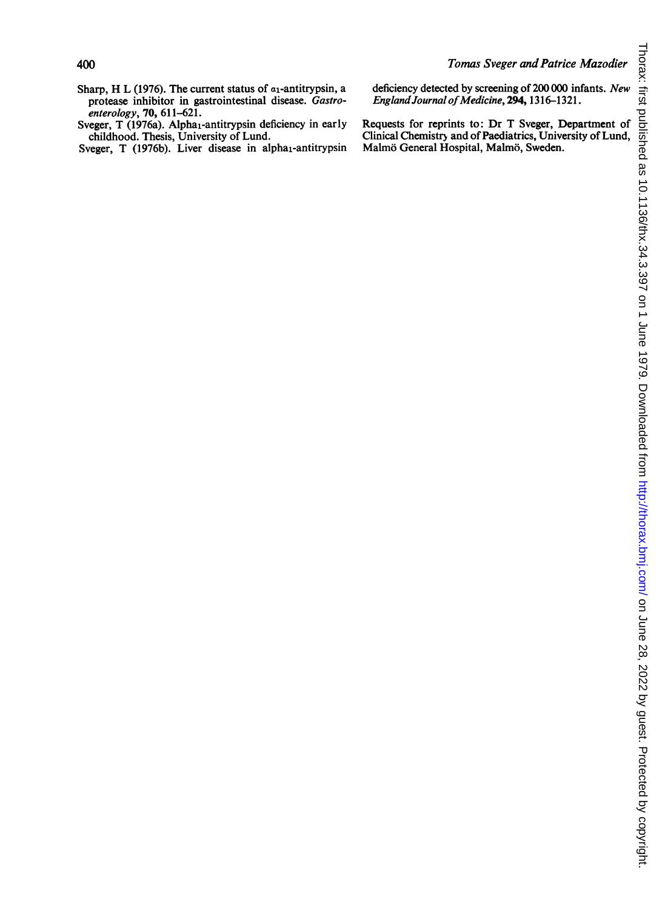Sharp, H L (1976). The current status of $\alpha_1$-antitrypsin, a protease inhibitor in gastrointestinal disease. *Gastroenterology*, **70**, 611–621.

Sveger, T (1976a). Alpha$_1$-antitrypsin deficiency in early childhood. Thesis, University of Lund.

Sveger, T (1976b). Liver disease in alpha$_1$-antitrypsin deficiency detected by screening of 200 000 infants. *New England Journal of Medicine*, **294**, 1316–1321.

Requests for reprints to: Dr T Sveger, Department of Clinical Chemistry and of Paediatrics, University of Lund, Malmö General Hospital, Malmö, Sweden.